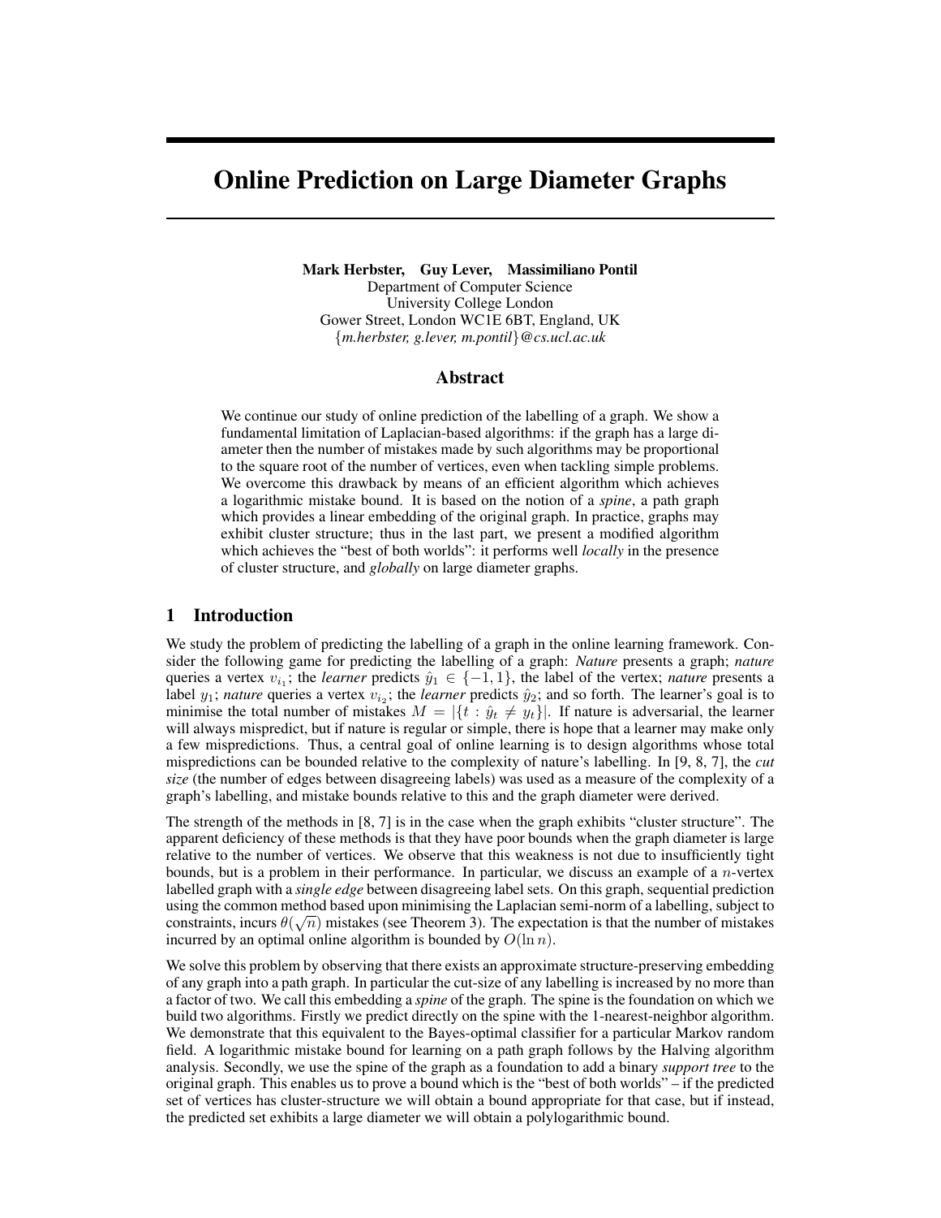# Online Prediction on Large Diameter Graphs

**Mark Herbster, Guy Lever, Massimiliano Pontil**
Department of Computer Science
University College London
Gower Street, London WC1E 6BT, England, UK
{*m.herbster, g.lever, m.pontil*}@*cs.ucl.ac.uk*

## Abstract

We continue our study of online prediction of the labelling of a graph. We show a fundamental limitation of Laplacian-based algorithms: if the graph has a large diameter then the number of mistakes made by such algorithms may be proportional to the square root of the number of vertices, even when tackling simple problems. We overcome this drawback by means of an efficient algorithm which achieves a logarithmic mistake bound. It is based on the notion of a *spine*, a path graph which provides a linear embedding of the original graph. In practice, graphs may exhibit cluster structure; thus in the last part, we present a modified algorithm which achieves the "best of both worlds": it performs well *locally* in the presence of cluster structure, and *globally* on large diameter graphs.

## 1 Introduction

We study the problem of predicting the labelling of a graph in the online learning framework. Consider the following game for predicting the labelling of a graph: *Nature* presents a graph; *nature* queries a vertex $v_{i_1}$; the *learner* predicts $\hat{y}_1 \in \{-1, 1\}$, the label of the vertex; *nature* presents a label $y_1$; *nature* queries a vertex $v_{i_2}$; the *learner* predicts $\hat{y}_2$; and so forth. The learner's goal is to minimise the total number of mistakes $M = |\{t : \hat{y}_t \neq y_t\}|$. If nature is adversarial, the learner will always mispredict, but if nature is regular or simple, there is hope that a learner may make only a few mispredictions. Thus, a central goal of online learning is to design algorithms whose total mispredictions can be bounded relative to the complexity of nature's labelling. In [9, 8, 7], the *cut size* (the number of edges between disagreeing labels) was used as a measure of the complexity of a graph's labelling, and mistake bounds relative to this and the graph diameter were derived.

The strength of the methods in [8, 7] is in the case when the graph exhibits "cluster structure". The apparent deficiency of these methods is that they have poor bounds when the graph diameter is large relative to the number of vertices. We observe that this weakness is not due to insufficiently tight bounds, but is a problem in their performance. In particular, we discuss an example of a $n$-vertex labelled graph with a *single edge* between disagreeing label sets. On this graph, sequential prediction using the common method based upon minimising the Laplacian semi-norm of a labelling, subject to constraints, incurs $\theta(\sqrt{n})$ mistakes (see Theorem 3). The expectation is that the number of mistakes incurred by an optimal online algorithm is bounded by $O(\ln n)$.

We solve this problem by observing that there exists an approximate structure-preserving embedding of any graph into a path graph. In particular the cut-size of any labelling is increased by no more than a factor of two. We call this embedding a *spine* of the graph. The spine is the foundation on which we build two algorithms. Firstly we predict directly on the spine with the 1-nearest-neighbor algorithm. We demonstrate that this equivalent to the Bayes-optimal classifier for a particular Markov random field. A logarithmic mistake bound for learning on a path graph follows by the Halving algorithm analysis. Secondly, we use the spine of the graph as a foundation to add a binary *support tree* to the original graph. This enables us to prove a bound which is the "best of both worlds" – if the predicted set of vertices has cluster-structure we will obtain a bound appropriate for that case, but if instead, the predicted set exhibits a large diameter we will obtain a polylogarithmic bound.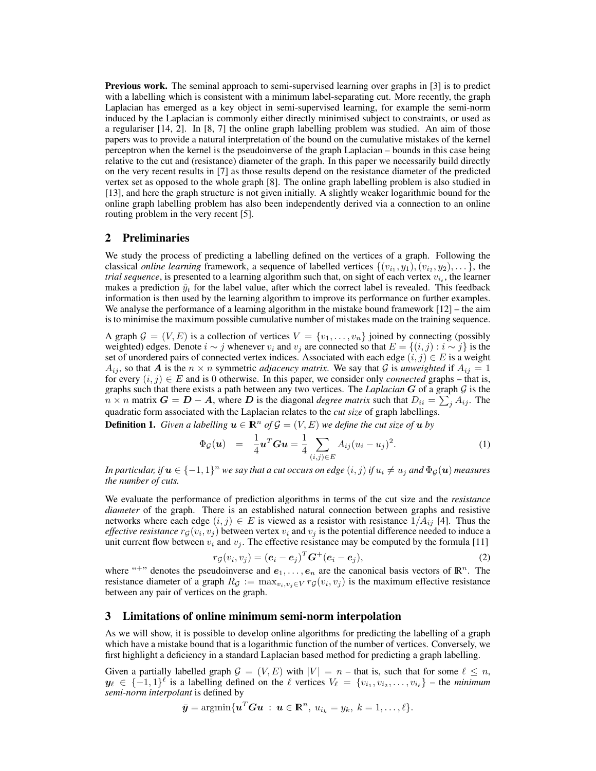**Previous work.** The seminal approach to semi-supervised learning over graphs in [3] is to predict with a labelling which is consistent with a minimum label-separating cut. More recently, the graph Laplacian has emerged as a key object in semi-supervised learning, for example the semi-norm induced by the Laplacian is commonly either directly minimised subject to constraints, or used as a regulariser [14, 2]. In [8, 7] the online graph labelling problem was studied. An aim of those papers was to provide a natural interpretation of the bound on the cumulative mistakes of the kernel perceptron when the kernel is the pseudoinverse of the graph Laplacian – bounds in this case being relative to the cut and (resistance) diameter of the graph. In this paper we necessarily build directly on the very recent results in [7] as those results depend on the resistance diameter of the predicted vertex set as opposed to the whole graph [8]. The online graph labelling problem is also studied in [13], and here the graph structure is not given initially. A slightly weaker logarithmic bound for the online graph labelling problem has also been independently derived via a connection to an online routing problem in the very recent [5].

## 2 Preliminaries

We study the process of predicting a labelling defined on the vertices of a graph. Following the classical *online learning* framework, a sequence of labelled vertices $\{(v_{i_1}, y_1), (v_{i_2}, y_2), \dots\}$, the *trial sequence*, is presented to a learning algorithm such that, on sight of each vertex $v_{i_t}$, the learner makes a prediction $\hat{y}_t$ for the label value, after which the correct label is revealed. This feedback information is then used by the learning algorithm to improve its performance on further examples. We analyse the performance of a learning algorithm in the mistake bound framework [12] – the aim is to minimise the maximum possible cumulative number of mistakes made on the training sequence.

A graph $\mathcal{G} = (V, E)$ is a collection of vertices $V = \{v_1, \dots, v_n\}$ joined by connecting (possibly weighted) edges. Denote $i \sim j$ whenever $v_i$ and $v_j$ are connected so that $E = \{(i, j) : i \sim j\}$ is the set of unordered pairs of connected vertex indices. Associated with each edge $(i, j) \in E$ is a weight $A_{ij}$, so that $\boldsymbol{A}$ is the $n \times n$ symmetric *adjacency matrix*. We say that $\mathcal{G}$ is *unweighted* if $A_{ij} = 1$ for every $(i, j) \in E$ and is 0 otherwise. In this paper, we consider only *connected* graphs – that is, graphs such that there exists a path between any two vertices. The *Laplacian* $\boldsymbol{G}$ of a graph $\mathcal{G}$ is the $n \times n$ matrix $\boldsymbol{G} = \boldsymbol{D} - \boldsymbol{A}$, where $\boldsymbol{D}$ is the diagonal *degree matrix* such that $D_{ii} = \sum_j A_{ij}$. The quadratic form associated with the Laplacian relates to the *cut size* of graph labellings.

**Definition 1.** *Given a labelling $\boldsymbol{u} \in \mathbb{R}^n$ of $\mathcal{G} = (V, E)$ we define the cut size of $\boldsymbol{u}$ by*

$$\Phi_{\mathcal{G}}(\boldsymbol{u}) \quad = \quad \frac{1}{4}\boldsymbol{u}^T\boldsymbol{G}\boldsymbol{u} = \frac{1}{4}\sum_{(i,j)\in E} A_{ij}(u_i - u_j)^2. \tag{1}$$

*In particular, if $\boldsymbol{u} \in \{-1, 1\}^n$ we say that a cut occurs on edge $(i, j)$ if $u_i \neq u_j$ and $\Phi_{\mathcal{G}}(\boldsymbol{u})$ measures the number of cuts.*

We evaluate the performance of prediction algorithms in terms of the cut size and the *resistance diameter* of the graph. There is an established natural connection between graphs and resistive networks where each edge $(i, j) \in E$ is viewed as a resistor with resistance $1/A_{ij}$ [4]. Thus the *effective resistance* $r_{\mathcal{G}}(v_i, v_j)$ between vertex $v_i$ and $v_j$ is the potential difference needed to induce a unit current flow between $v_i$ and $v_j$. The effective resistance may be computed by the formula [11]

$$r_{\mathcal{G}}(v_i, v_j) = (\boldsymbol{e}_i - \boldsymbol{e}_j)^T\boldsymbol{G}^+(\boldsymbol{e}_i - \boldsymbol{e}_j), \tag{2}$$

where "$^+$" denotes the pseudoinverse and $\boldsymbol{e}_1, \dots, \boldsymbol{e}_n$ are the canonical basis vectors of $\mathbb{R}^n$. The resistance diameter of a graph $R_{\mathcal{G}} := \max_{v_i, v_j \in V} r_{\mathcal{G}}(v_i, v_j)$ is the maximum effective resistance between any pair of vertices on the graph.

## 3 Limitations of online minimum semi-norm interpolation

As we will show, it is possible to develop online algorithms for predicting the labelling of a graph which have a mistake bound that is a logarithmic function of the number of vertices. Conversely, we first highlight a deficiency in a standard Laplacian based method for predicting a graph labelling.

Given a partially labelled graph $\mathcal{G} = (V, E)$ with $|V| = n$ – that is, such that for some $\ell \leq n$, $\boldsymbol{y}_\ell \in \{-1, 1\}^\ell$ is a labelling defined on the $\ell$ vertices $V_\ell = \{v_{i_1}, v_{i_2}, \dots, v_{i_\ell}\}$ – the *minimum semi-norm interpolant* is defined by

$$\bar{\boldsymbol{y}} = \operatorname{argmin}\{\boldsymbol{u}^T\boldsymbol{G}\boldsymbol{u} \;:\; \boldsymbol{u} \in \mathbb{R}^n,\; u_{i_k} = y_k,\; k = 1, \dots, \ell\}.$$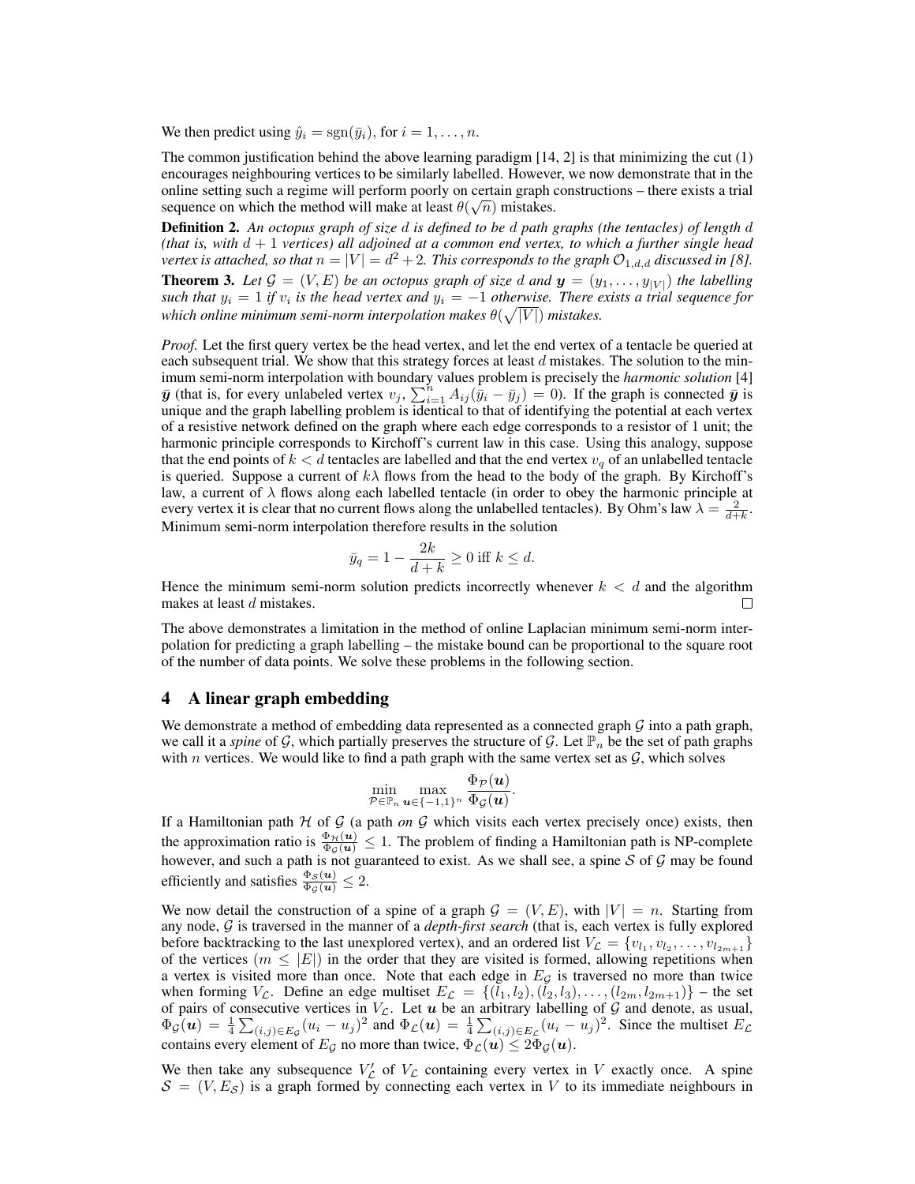We then predict using $\hat{y}_i = \text{sgn}(\bar{y}_i)$, for $i = 1, \ldots, n$.

The common justification behind the above learning paradigm [14, 2] is that minimizing the cut (1) encourages neighbouring vertices to be similarly labelled. However, we now demonstrate that in the online setting such a regime will perform poorly on certain graph constructions – there exists a trial sequence on which the method will make at least $\theta(\sqrt{n})$ mistakes.

**Definition 2.** *An octopus graph of size $d$ is defined to be $d$ path graphs (the tentacles) of length $d$ (that is, with $d+1$ vertices) all adjoined at a common end vertex, to which a further single head vertex is attached, so that $n = |V| = d^2 + 2$. This corresponds to the graph $\mathcal{O}_{1,d,d}$ discussed in [8].*

**Theorem 3.** *Let $\mathcal{G} = (V, E)$ be an octopus graph of size $d$ and $\boldsymbol{y} = (y_1, \ldots, y_{|V|})$ the labelling such that $y_i = 1$ if $v_i$ is the head vertex and $y_i = -1$ otherwise. There exists a trial sequence for which online minimum semi-norm interpolation makes $\theta(\sqrt{|V|})$ mistakes.*

*Proof.* Let the first query vertex be the head vertex, and let the end vertex of a tentacle be queried at each subsequent trial. We show that this strategy forces at least $d$ mistakes. The solution to the minimum semi-norm interpolation with boundary values problem is precisely the *harmonic solution* [4] $\bar{\boldsymbol{y}}$ (that is, for every unlabeled vertex $v_j$, $\sum_{i=1}^{n} A_{ij}(\bar{y}_i - \bar{y}_j) = 0$). If the graph is connected $\bar{\boldsymbol{y}}$ is unique and the graph labelling problem is identical to that of identifying the potential at each vertex of a resistive network defined on the graph where each edge corresponds to a resistor of 1 unit; the harmonic principle corresponds to Kirchoff's current law in this case. Using this analogy, suppose that the end points of $k < d$ tentacles are labelled and that the end vertex $v_q$ of an unlabelled tentacle is queried. Suppose a current of $k\lambda$ flows from the head to the body of the graph. By Kirchoff's law, a current of $\lambda$ flows along each labelled tentacle (in order to obey the harmonic principle at every vertex it is clear that no current flows along the unlabelled tentacles). By Ohm's law $\lambda = \frac{2}{d+k}$. Minimum semi-norm interpolation therefore results in the solution

$$\bar{y}_q = 1 - \frac{2k}{d+k} \geq 0 \text{ iff } k \leq d.$$

Hence the minimum semi-norm solution predicts incorrectly whenever $k < d$ and the algorithm makes at least $d$ mistakes. □

The above demonstrates a limitation in the method of online Laplacian minimum semi-norm interpolation for predicting a graph labelling – the mistake bound can be proportional to the square root of the number of data points. We solve these problems in the following section.

## 4 A linear graph embedding

We demonstrate a method of embedding data represented as a connected graph $\mathcal{G}$ into a path graph, we call it a *spine* of $\mathcal{G}$, which partially preserves the structure of $\mathcal{G}$. Let $\mathbb{P}_n$ be the set of path graphs with $n$ vertices. We would like to find a path graph with the same vertex set as $\mathcal{G}$, which solves

$$\min_{\mathcal{P} \in \mathbb{P}_n} \max_{\boldsymbol{u} \in \{-1,1\}^n} \frac{\Phi_{\mathcal{P}}(\boldsymbol{u})}{\Phi_{\mathcal{G}}(\boldsymbol{u})}.$$

If a Hamiltonian path $\mathcal{H}$ of $\mathcal{G}$ (a path *on* $\mathcal{G}$ which visits each vertex precisely once) exists, then the approximation ratio is $\frac{\Phi_{\mathcal{H}}(\boldsymbol{u})}{\Phi_{\mathcal{G}}(\boldsymbol{u})} \leq 1$. The problem of finding a Hamiltonian path is NP-complete however, and such a path is not guaranteed to exist. As we shall see, a spine $\mathcal{S}$ of $\mathcal{G}$ may be found efficiently and satisfies $\frac{\Phi_{\mathcal{S}}(\boldsymbol{u})}{\Phi_{\mathcal{G}}(\boldsymbol{u})} \leq 2$.

We now detail the construction of a spine of a graph $\mathcal{G} = (V, E)$, with $|V| = n$. Starting from any node, $\mathcal{G}$ is traversed in the manner of a *depth-first search* (that is, each vertex is fully explored before backtracking to the last unexplored vertex), and an ordered list $V_{\mathcal{L}} = \{v_{l_1}, v_{l_2}, \ldots, v_{l_{2m+1}}\}$ of the vertices ($m \leq |E|$) in the order that they are visited is formed, allowing repetitions when a vertex is visited more than once. Note that each edge in $E_{\mathcal{G}}$ is traversed no more than twice when forming $V_{\mathcal{L}}$. Define an edge multiset $E_{\mathcal{L}} = \{(l_1, l_2), (l_2, l_3), \ldots, (l_{2m}, l_{2m+1})\}$ – the set of pairs of consecutive vertices in $V_{\mathcal{L}}$. Let $\boldsymbol{u}$ be an arbitrary labelling of $\mathcal{G}$ and denote, as usual, $\Phi_{\mathcal{G}}(\boldsymbol{u}) = \frac{1}{4}\sum_{(i,j) \in E_{\mathcal{G}}} (u_i - u_j)^2$ and $\Phi_{\mathcal{L}}(\boldsymbol{u}) = \frac{1}{4}\sum_{(i,j) \in E_{\mathcal{L}}} (u_i - u_j)^2$. Since the multiset $E_{\mathcal{L}}$ contains every element of $E_{\mathcal{G}}$ no more than twice, $\Phi_{\mathcal{L}}(\boldsymbol{u}) \leq 2\Phi_{\mathcal{G}}(\boldsymbol{u})$.

We then take any subsequence $V'_{\mathcal{L}}$ of $V_{\mathcal{L}}$ containing every vertex in $V$ exactly once. A spine $\mathcal{S} = (V, E_{\mathcal{S}})$ is a graph formed by connecting each vertex in $V$ to its immediate neighbours in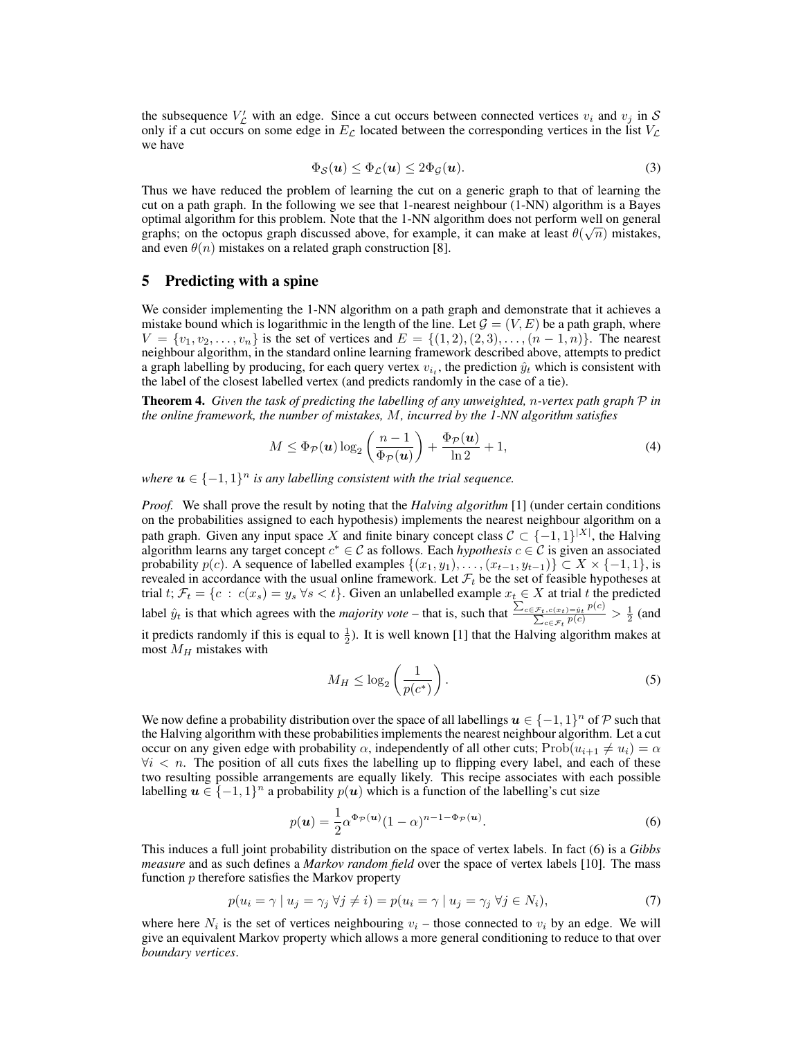the subsequence $V'_{\mathcal{L}}$ with an edge. Since a cut occurs between connected vertices $v_i$ and $v_j$ in $\mathcal{S}$ only if a cut occurs on some edge in $E_{\mathcal{L}}$ located between the corresponding vertices in the list $V_{\mathcal{L}}$ we have

$$\Phi_{\mathcal{S}}(\boldsymbol{u}) \leq \Phi_{\mathcal{L}}(\boldsymbol{u}) \leq 2\Phi_{\mathcal{G}}(\boldsymbol{u}). \tag{3}$$

Thus we have reduced the problem of learning the cut on a generic graph to that of learning the cut on a path graph. In the following we see that 1-nearest neighbour (1-NN) algorithm is a Bayes optimal algorithm for this problem. Note that the 1-NN algorithm does not perform well on general graphs; on the octopus graph discussed above, for example, it can make at least $\theta(\sqrt{n})$ mistakes, and even $\theta(n)$ mistakes on a related graph construction [8].

## 5 Predicting with a spine

We consider implementing the 1-NN algorithm on a path graph and demonstrate that it achieves a mistake bound which is logarithmic in the length of the line. Let $\mathcal{G} = (V, E)$ be a path graph, where $V = \{v_1, v_2, \ldots, v_n\}$ is the set of vertices and $E = \{(1,2), (2,3), \ldots, (n-1, n)\}$. The nearest neighbour algorithm, in the standard online learning framework described above, attempts to predict a graph labelling by producing, for each query vertex $v_{i_t}$, the prediction $\hat{y}_t$ which is consistent with the label of the closest labelled vertex (and predicts randomly in the case of a tie).

**Theorem 4.** *Given the task of predicting the labelling of any unweighted, $n$-vertex path graph $\mathcal{P}$ in the online framework, the number of mistakes, $M$, incurred by the 1-NN algorithm satisfies*

$$M \leq \Phi_{\mathcal{P}}(\boldsymbol{u}) \log_2 \left( \frac{n-1}{\Phi_{\mathcal{P}}(\boldsymbol{u})} \right) + \frac{\Phi_{\mathcal{P}}(\boldsymbol{u})}{\ln 2} + 1, \tag{4}$$

*where $\boldsymbol{u} \in \{-1,1\}^n$ is any labelling consistent with the trial sequence.*

*Proof.* We shall prove the result by noting that the *Halving algorithm* [1] (under certain conditions on the probabilities assigned to each hypothesis) implements the nearest neighbour algorithm on a path graph. Given any input space $X$ and finite binary concept class $\mathcal{C} \subset \{-1,1\}^{|X|}$, the Halving algorithm learns any target concept $c^* \in \mathcal{C}$ as follows. Each *hypothesis* $c \in \mathcal{C}$ is given an associated probability $p(c)$. A sequence of labelled examples $\{(x_1, y_1), \ldots, (x_{t-1}, y_{t-1})\} \subset X \times \{-1, 1\}$, is revealed in accordance with the usual online framework. Let $\mathcal{F}_t$ be the set of feasible hypotheses at trial $t$; $\mathcal{F}_t = \{c : c(x_s) = y_s \; \forall s < t\}$. Given an unlabelled example $x_t \in X$ at trial $t$ the predicted label $\hat{y}_t$ is that which agrees with the *majority vote* – that is, such that $\frac{\sum_{c \in \mathcal{F}_t, c(x_t) = \hat{y}_t} p(c)}{\sum_{c \in \mathcal{F}_t} p(c)} > \frac{1}{2}$ (and it predicts randomly if this is equal to $\frac{1}{2}$). It is well known [1] that the Halving algorithm makes at most $M_H$ mistakes with

$$M_H \leq \log_2 \left( \frac{1}{p(c^*)} \right). \tag{5}$$

We now define a probability distribution over the space of all labellings $\boldsymbol{u} \in \{-1,1\}^n$ of $\mathcal{P}$ such that the Halving algorithm with these probabilities implements the nearest neighbour algorithm. Let a cut occur on any given edge with probability $\alpha$, independently of all other cuts; $\text{Prob}(u_{i+1} \neq u_i) = \alpha$ $\forall i < n$. The position of all cuts fixes the labelling up to flipping every label, and each of these two resulting possible arrangements are equally likely. This recipe associates with each possible labelling $\boldsymbol{u} \in \{-1,1\}^n$ a probability $p(\boldsymbol{u})$ which is a function of the labelling's cut size

$$p(\boldsymbol{u}) = \frac{1}{2} \alpha^{\Phi_{\mathcal{P}}(\boldsymbol{u})} (1-\alpha)^{n-1-\Phi_{\mathcal{P}}(\boldsymbol{u})}. \tag{6}$$

This induces a full joint probability distribution on the space of vertex labels. In fact (6) is a *Gibbs measure* and as such defines a *Markov random field* over the space of vertex labels [10]. The mass function $p$ therefore satisfies the Markov property

$$p(u_i = \gamma \mid u_j = \gamma_j \; \forall j \neq i) = p(u_i = \gamma \mid u_j = \gamma_j \; \forall j \in N_i), \tag{7}$$

where here $N_i$ is the set of vertices neighbouring $v_i$ – those connected to $v_i$ by an edge. We will give an equivalent Markov property which allows a more general conditioning to reduce to that over *boundary vertices*.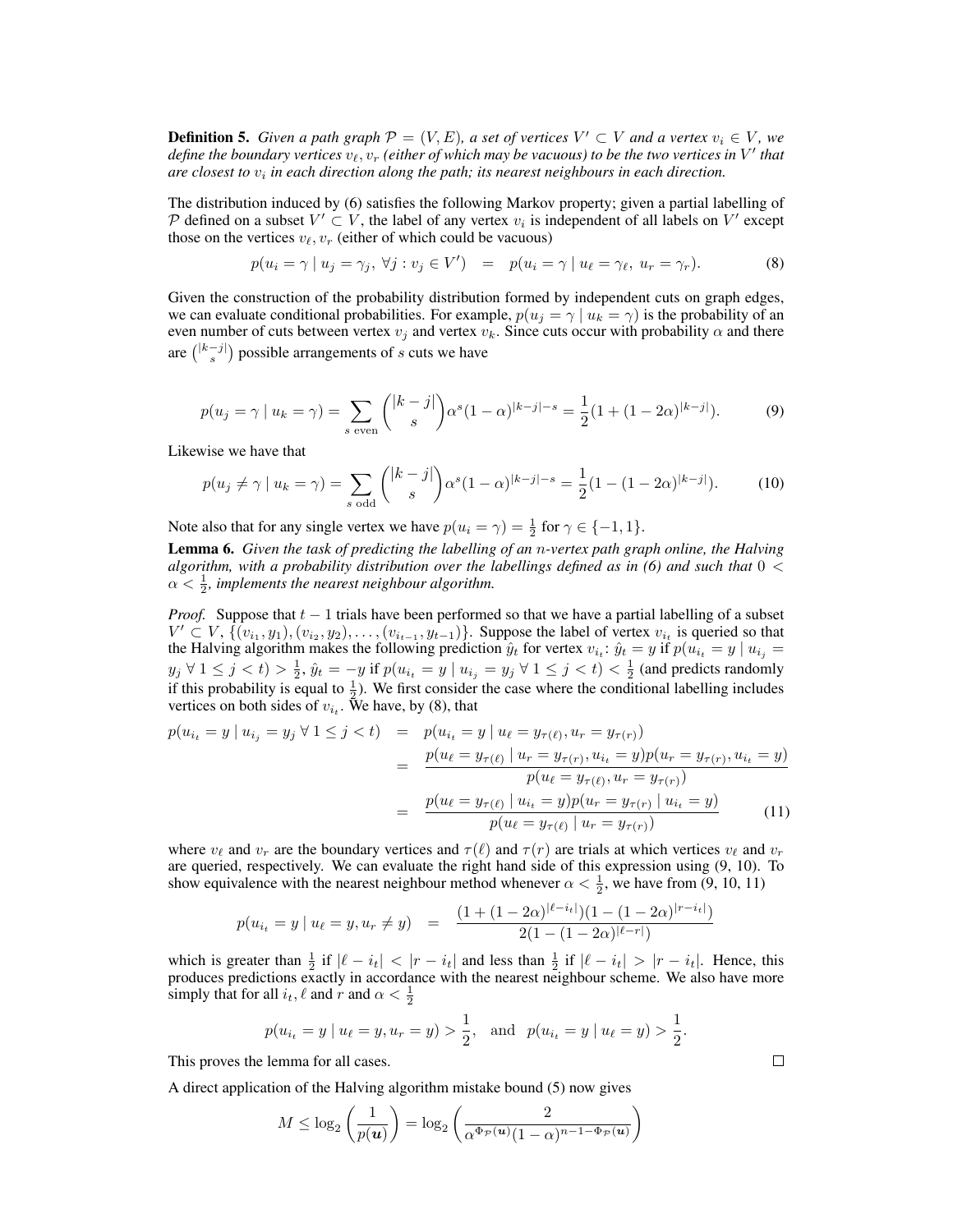**Definition 5.** *Given a path graph $\mathcal{P} = (V, E)$, a set of vertices $V' \subset V$ and a vertex $v_i \in V$, we define the boundary vertices $v_\ell, v_r$ (either of which may be vacuous) to be the two vertices in $V'$ that are closest to $v_i$ in each direction along the path; its nearest neighbours in each direction.*

The distribution induced by (6) satisfies the following Markov property; given a partial labelling of $\mathcal{P}$ defined on a subset $V' \subset V$, the label of any vertex $v_i$ is independent of all labels on $V'$ except those on the vertices $v_\ell, v_r$ (either of which could be vacuous)

$$p(u_i = \gamma \mid u_j = \gamma_j, \ \forall j : v_j \in V') \quad = \quad p(u_i = \gamma \mid u_\ell = \gamma_\ell, \ u_r = \gamma_r). \tag{8}$$

Given the construction of the probability distribution formed by independent cuts on graph edges, we can evaluate conditional probabilities. For example, $p(u_j = \gamma \mid u_k = \gamma)$ is the probability of an even number of cuts between vertex $v_j$ and vertex $v_k$. Since cuts occur with probability $\alpha$ and there are $\binom{|k-j|}{s}$ possible arrangements of $s$ cuts we have

$$p(u_j = \gamma \mid u_k = \gamma) = \sum_{s \text{ even}} \binom{|k-j|}{s} \alpha^s (1-\alpha)^{|k-j|-s} = \frac{1}{2}(1 + (1-2\alpha)^{|k-j|}). \tag{9}$$

Likewise we have that

$$p(u_j \neq \gamma \mid u_k = \gamma) = \sum_{s \text{ odd}} \binom{|k-j|}{s} \alpha^s (1-\alpha)^{|k-j|-s} = \frac{1}{2}(1 - (1-2\alpha)^{|k-j|}). \tag{10}$$

Note also that for any single vertex we have $p(u_i = \gamma) = \frac{1}{2}$ for $\gamma \in \{-1, 1\}$.

**Lemma 6.** *Given the task of predicting the labelling of an $n$-vertex path graph online, the Halving algorithm, with a probability distribution over the labellings defined as in (6) and such that $0 < \alpha < \frac{1}{2}$, implements the nearest neighbour algorithm.*

*Proof.* Suppose that $t-1$ trials have been performed so that we have a partial labelling of a subset $V' \subset V$, $\{(v_{i_1}, y_1), (v_{i_2}, y_2), \ldots, (v_{i_{t-1}}, y_{t-1})\}$. Suppose the label of vertex $v_{i_t}$ is queried so that the Halving algorithm makes the following prediction $\hat{y}_t$ for vertex $v_{i_t}$: $\hat{y}_t = y$ if $p(u_{i_t} = y \mid u_{i_j} = y_j \ \forall\, 1 \leq j < t) > \frac{1}{2}$, $\hat{y}_t = -y$ if $p(u_{i_t} = y \mid u_{i_j} = y_j \ \forall\, 1 \leq j < t) < \frac{1}{2}$ (and predicts randomly if this probability is equal to $\frac{1}{2}$). We first consider the case where the conditional labelling includes vertices on both sides of $v_{i_t}$. We have, by (8), that

$$\begin{aligned}
p(u_{i_t} = y \mid u_{i_j} = y_j \ \forall\, 1 \leq j < t) &= p(u_\ell = y_{\tau(\ell)}, u_r = y_{\tau(r)}) \\
&= \frac{p(u_\ell = y_{\tau(\ell)} \mid u_r = y_{\tau(r)}, u_{i_t} = y)\, p(u_r = y_{\tau(r)}, u_{i_t} = y)}{p(u_\ell = y_{\tau(\ell)}, u_r = y_{\tau(r)})} \\
&= \frac{p(u_\ell = y_{\tau(\ell)} \mid u_{i_t} = y)\, p(u_r = y_{\tau(r)} \mid u_{i_t} = y)}{p(u_\ell = y_{\tau(\ell)} \mid u_r = y_{\tau(r)})}
\end{aligned} \tag{11}$$

where $v_\ell$ and $v_r$ are the boundary vertices and $\tau(\ell)$ and $\tau(r)$ are trials at which vertices $v_\ell$ and $v_r$ are queried, respectively. We can evaluate the right hand side of this expression using (9, 10). To show equivalence with the nearest neighbour method whenever $\alpha < \frac{1}{2}$, we have from (9, 10, 11)

$$p(u_{i_t} = y \mid u_\ell = y, u_r \neq y) \quad = \quad \frac{(1 + (1-2\alpha)^{|\ell - i_t|})(1 - (1-2\alpha)^{|r - i_t|})}{2(1 - (1-2\alpha)^{|\ell - r|})}$$

which is greater than $\frac{1}{2}$ if $|\ell - i_t| < |r - i_t|$ and less than $\frac{1}{2}$ if $|\ell - i_t| > |r - i_t|$. Hence, this produces predictions exactly in accordance with the nearest neighbour scheme. We also have more simply that for all $i_t, \ell$ and $r$ and $\alpha < \frac{1}{2}$

$$p(u_{i_t} = y \mid u_\ell = y, u_r = y) > \frac{1}{2}, \quad \text{and} \quad p(u_{i_t} = y \mid u_\ell = y) > \frac{1}{2}.$$

This proves the lemma for all cases. $\square$

A direct application of the Halving algorithm mistake bound (5) now gives

$$M \leq \log_2\left(\frac{1}{p(\boldsymbol{u})}\right) = \log_2\left(\frac{2}{\alpha^{\Phi_{\mathcal{P}}(\boldsymbol{u})}(1-\alpha)^{n-1-\Phi_{\mathcal{P}}(\boldsymbol{u})}}\right)$$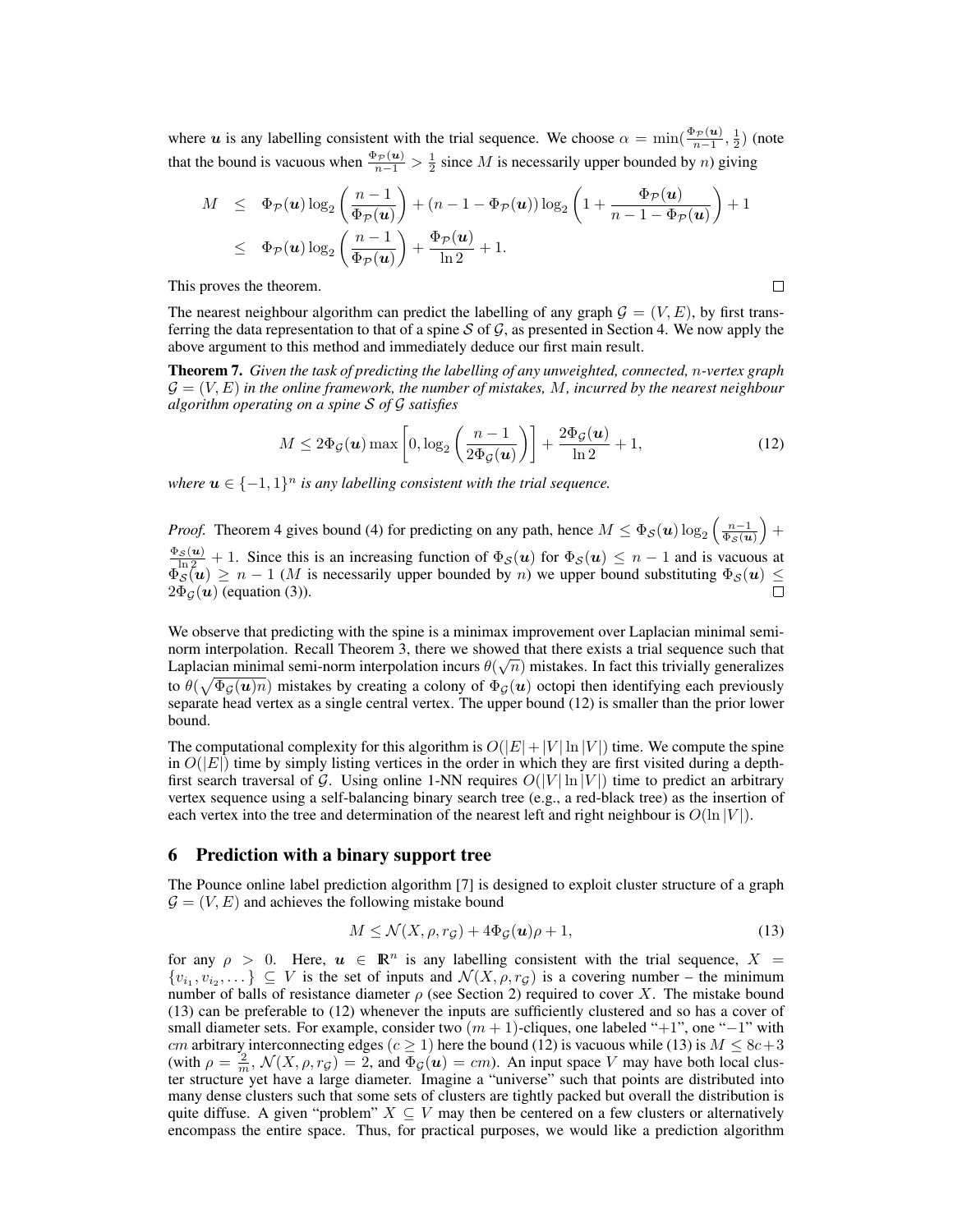where $\boldsymbol{u}$ is any labelling consistent with the trial sequence. We choose $\alpha = \min(\frac{\Phi_{\mathcal{P}}(\boldsymbol{u})}{n-1}, \frac{1}{2})$ (note that the bound is vacuous when $\frac{\Phi_{\mathcal{P}}(\boldsymbol{u})}{n-1} > \frac{1}{2}$ since $M$ is necessarily upper bounded by $n$) giving

$$
\begin{aligned}
M &\leq \Phi_{\mathcal{P}}(\boldsymbol{u}) \log_2 \left( \frac{n-1}{\Phi_{\mathcal{P}}(\boldsymbol{u})} \right) + (n - 1 - \Phi_{\mathcal{P}}(\boldsymbol{u})) \log_2 \left( 1 + \frac{\Phi_{\mathcal{P}}(\boldsymbol{u})}{n - 1 - \Phi_{\mathcal{P}}(\boldsymbol{u})} \right) + 1 \\
&\leq \Phi_{\mathcal{P}}(\boldsymbol{u}) \log_2 \left( \frac{n-1}{\Phi_{\mathcal{P}}(\boldsymbol{u})} \right) + \frac{\Phi_{\mathcal{P}}(\boldsymbol{u})}{\ln 2} + 1.
\end{aligned}
$$

This proves the theorem. $\square$

The nearest neighbour algorithm can predict the labelling of any graph $\mathcal{G} = (V, E)$, by first transferring the data representation to that of a spine $\mathcal{S}$ of $\mathcal{G}$, as presented in Section 4. We now apply the above argument to this method and immediately deduce our first main result.

**Theorem 7.** *Given the task of predicting the labelling of any unweighted, connected, $n$-vertex graph $\mathcal{G} = (V, E)$ in the online framework, the number of mistakes, $M$, incurred by the nearest neighbour algorithm operating on a spine $\mathcal{S}$ of $\mathcal{G}$ satisfies*

$$
M \leq 2\Phi_{\mathcal{G}}(\boldsymbol{u}) \max \left[ 0, \log_2 \left( \frac{n-1}{2\Phi_{\mathcal{G}}(\boldsymbol{u})} \right) \right] + \frac{2\Phi_{\mathcal{G}}(\boldsymbol{u})}{\ln 2} + 1, \tag{12}
$$

*where $\boldsymbol{u} \in \{-1, 1\}^n$ is any labelling consistent with the trial sequence.*

*Proof.* Theorem 4 gives bound (4) for predicting on any path, hence $M \leq \Phi_{\mathcal{S}}(\boldsymbol{u}) \log_2 \left( \frac{n-1}{\Phi_{\mathcal{S}}(\boldsymbol{u})} \right) + \frac{\Phi_{\mathcal{S}}(\boldsymbol{u})}{\ln 2} + 1$. Since this is an increasing function of $\Phi_{\mathcal{S}}(\boldsymbol{u})$ for $\Phi_{\mathcal{S}}(\boldsymbol{u}) \leq n - 1$ and is vacuous at $\Phi_{\mathcal{S}}(\boldsymbol{u}) \geq n - 1$ ($M$ is necessarily upper bounded by $n$) we upper bound substituting $\Phi_{\mathcal{S}}(\boldsymbol{u}) \leq 2\Phi_{\mathcal{G}}(\boldsymbol{u})$ (equation (3)). $\square$

We observe that predicting with the spine is a minimax improvement over Laplacian minimal semi-norm interpolation. Recall Theorem 3, there we showed that there exists a trial sequence such that Laplacian minimal semi-norm interpolation incurs $\theta(\sqrt{n})$ mistakes. In fact this trivially generalizes to $\theta(\sqrt{\Phi_{\mathcal{G}}(\boldsymbol{u})n})$ mistakes by creating a colony of $\Phi_{\mathcal{G}}(\boldsymbol{u})$ octopi then identifying each previously separate head vertex as a single central vertex. The upper bound (12) is smaller than the prior lower bound.

The computational complexity for this algorithm is $O(|E| + |V| \ln |V|)$ time. We compute the spine in $O(|E|)$ time by simply listing vertices in the order in which they are first visited during a depth-first search traversal of $\mathcal{G}$. Using online 1-NN requires $O(|V| \ln |V|)$ time to predict an arbitrary vertex sequence using a self-balancing binary search tree (e.g., a red-black tree) as the insertion of each vertex into the tree and determination of the nearest left and right neighbour is $O(\ln |V|)$.

## 6 Prediction with a binary support tree

The Pounce online label prediction algorithm [7] is designed to exploit cluster structure of a graph $\mathcal{G} = (V, E)$ and achieves the following mistake bound

$$
M \leq \mathcal{N}(X, \rho, r_{\mathcal{G}}) + 4\Phi_{\mathcal{G}}(\boldsymbol{u})\rho + 1, \tag{13}
$$

for any $\rho > 0$. Here, $\boldsymbol{u} \in \mathbb{R}^n$ is any labelling consistent with the trial sequence, $X = \{v_{i_1}, v_{i_2}, \dots\} \subseteq V$ is the set of inputs and $\mathcal{N}(X, \rho, r_{\mathcal{G}})$ is a covering number – the minimum number of balls of resistance diameter $\rho$ (see Section 2) required to cover $X$. The mistake bound (13) can be preferable to (12) whenever the inputs are sufficiently clustered and so has a cover of small diameter sets. For example, consider two $(m + 1)$-cliques, one labeled "+1", one "−1" with $cm$ arbitrary interconnecting edges ($c \geq 1$) here the bound (12) is vacuous while (13) is $M \leq 8c + 3$ (with $\rho = \frac{2}{m}$, $\mathcal{N}(X, \rho, r_{\mathcal{G}}) = 2$, and $\Phi_{\mathcal{G}}(\boldsymbol{u}) = cm$). An input space $V$ may have both local cluster structure yet have a large diameter. Imagine a "universe" such that points are distributed into many dense clusters such that some sets of clusters are tightly packed but overall the distribution is quite diffuse. A given "problem" $X \subseteq V$ may then be centered on a few clusters or alternatively encompass the entire space. Thus, for practical purposes, we would like a prediction algorithm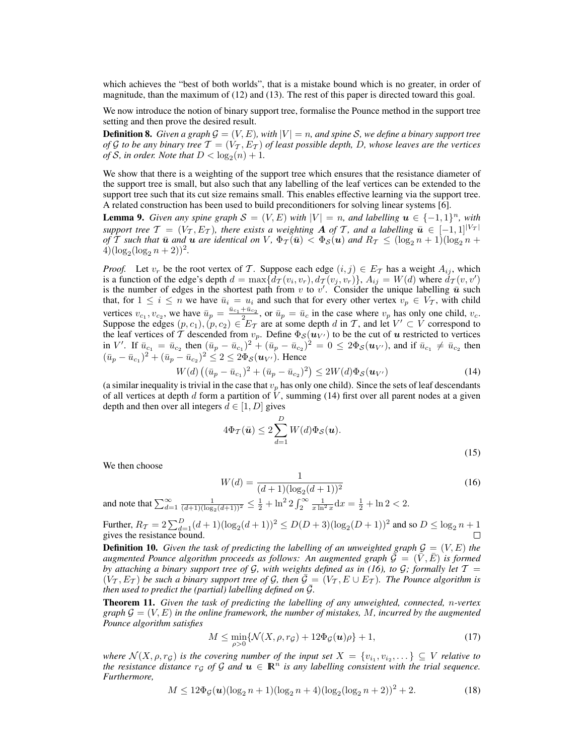which achieves the "best of both worlds", that is a mistake bound which is no greater, in order of magnitude, than the maximum of (12) and (13). The rest of this paper is directed toward this goal.

We now introduce the notion of binary support tree, formalise the Pounce method in the support tree setting and then prove the desired result.

**Definition 8.** *Given a graph $\mathcal{G} = (V, E)$, with $|V| = n$, and spine $\mathcal{S}$, we define a binary support tree of $\mathcal{G}$ to be any binary tree $\mathcal{T} = (V_\mathcal{T}, E_\mathcal{T})$ of least possible depth, $D$, whose leaves are the vertices of $\mathcal{S}$, in order. Note that $D < \log_2(n) + 1$.*

We show that there is a weighting of the support tree which ensures that the resistance diameter of the support tree is small, but also such that any labelling of the leaf vertices can be extended to the support tree such that its cut size remains small. This enables effective learning via the support tree. A related construction has been used to build preconditioners for solving linear systems [6].

**Lemma 9.** *Given any spine graph $\mathcal{S} = (V, E)$ with $|V| = n$, and labelling $\boldsymbol{u} \in \{-1, 1\}^n$, with support tree $\mathcal{T} = (V_\mathcal{T}, E_\mathcal{T})$, there exists a weighting $\boldsymbol{A}$ of $\mathcal{T}$, and a labelling $\bar{\boldsymbol{u}} \in [-1, 1]^{|V_\mathcal{T}|}$ of $\mathcal{T}$ such that $\bar{\boldsymbol{u}}$ and $\boldsymbol{u}$ are identical on $V$, $\Phi_\mathcal{T}(\bar{\boldsymbol{u}}) < \Phi_\mathcal{S}(\boldsymbol{u})$ and $R_\mathcal{T} \leq (\log_2 n + 1)(\log_2 n + 4)(\log_2(\log_2 n + 2))^2$.*

*Proof.* Let $v_r$ be the root vertex of $\mathcal{T}$. Suppose each edge $(i, j) \in E_\mathcal{T}$ has a weight $A_{ij}$, which is a function of the edge's depth $d = \max\{d_\mathcal{T}(v_i, v_r), d_\mathcal{T}(v_j, v_r)\}$, $A_{ij} = W(d)$ where $d_\mathcal{T}(v, v')$ is the number of edges in the shortest path from $v$ to $v'$. Consider the unique labelling $\bar{\boldsymbol{u}}$ such that, for $1 \leq i \leq n$ we have $\bar{u}_i = u_i$ and such that for every other vertex $v_p \in V_\mathcal{T}$, with child vertices $v_{c_1}, v_{c_2}$, we have $\bar{u}_p = \frac{\bar{u}_{c_1} + \bar{u}_{c_2}}{2}$, or $\bar{u}_p = \bar{u}_c$ in the case where $v_p$ has only one child, $v_c$. Suppose the edges $(p, c_1), (p, c_2) \in E_\mathcal{T}$ are at some depth $d$ in $\mathcal{T}$, and let $V' \subset V$ correspond to the leaf vertices of $\mathcal{T}$ descended from $v_p$. Define $\Phi_\mathcal{S}(\boldsymbol{u}_{V'})$ to be the cut of $\boldsymbol{u}$ restricted to vertices in $V'$. If $\bar{u}_{c_1} = \bar{u}_{c_2}$ then $(\bar{u}_p - \bar{u}_{c_1})^2 + (\bar{u}_p - \bar{u}_{c_2})^2 = 0 \leq 2\Phi_\mathcal{S}(\boldsymbol{u}_{V'})$, and if $\bar{u}_{c_1} \neq \bar{u}_{c_2}$ then $(\bar{u}_p - \bar{u}_{c_1})^2 + (\bar{u}_p - \bar{u}_{c_2})^2 \leq 2 \leq 2\Phi_\mathcal{S}(\boldsymbol{u}_{V'})$. Hence

$$W(d)\left((\bar{u}_p - \bar{u}_{c_1})^2 + (\bar{u}_p - \bar{u}_{c_2})^2\right) \leq 2W(d)\Phi_\mathcal{S}(\boldsymbol{u}_{V'}) \tag{14}$$

(a similar inequality is trivial in the case that $v_p$ has only one child). Since the sets of leaf descendants of all vertices at depth $d$ form a partition of $V$, summing (14) first over all parent nodes at a given depth and then over all integers $d \in [1, D]$ gives

$$4\Phi_\mathcal{T}(\bar{\boldsymbol{u}}) \leq 2\sum_{d=1}^{D} W(d)\Phi_\mathcal{S}(\boldsymbol{u}). \tag{15}$$

We then choose

$$W(d) = \frac{1}{(d+1)(\log_2(d+1))^2} \tag{16}$$

and note that $\sum_{d=1}^{\infty} \frac{1}{(d+1)(\log_2(d+1))^2} \leq \frac{1}{2} + \ln^2 2 \int_2^\infty \frac{1}{x \ln^2 x} \mathrm{d}x = \frac{1}{2} + \ln 2 < 2$.

Further, $R_\mathcal{T} = 2\sum_{d=1}^{D}(d+1)(\log_2(d+1))^2 \leq D(D+3)(\log_2(D+1))^2$ and so $D \leq \log_2 n + 1$ gives the resistance bound. ∎

**Definition 10.** *Given the task of predicting the labelling of an unweighted graph $\mathcal{G} = (V, E)$ the augmented Pounce algorithm proceeds as follows: An augmented graph $\bar{\mathcal{G}} = (\bar{V}, \bar{E})$ is formed by attaching a binary support tree of $\mathcal{G}$, with weights defined as in (16), to $\mathcal{G}$; formally let $\mathcal{T} = (V_\mathcal{T}, E_\mathcal{T})$ be such a binary support tree of $\mathcal{G}$, then $\bar{\mathcal{G}} = (V_\mathcal{T}, E \cup E_\mathcal{T})$. The Pounce algorithm is then used to predict the (partial) labelling defined on $\bar{\mathcal{G}}$.*

**Theorem 11.** *Given the task of predicting the labelling of any unweighted, connected, $n$-vertex graph $\mathcal{G} = (V, E)$ in the online framework, the number of mistakes, $M$, incurred by the augmented Pounce algorithm satisfies*

$$M \leq \min_{\rho > 0}\{\mathcal{N}(X, \rho, r_\mathcal{G}) + 12\Phi_\mathcal{G}(\boldsymbol{u})\rho\} + 1, \tag{17}$$

*where $\mathcal{N}(X, \rho, r_\mathcal{G})$ is the covering number of the input set $X = \{v_{i_1}, v_{i_2}, \ldots\} \subseteq V$ relative to the resistance distance $r_\mathcal{G}$ of $\mathcal{G}$ and $\boldsymbol{u} \in \mathbb{R}^n$ is any labelling consistent with the trial sequence. Furthermore,*

$$M \leq 12\Phi_\mathcal{G}(\boldsymbol{u})(\log_2 n + 1)(\log_2 n + 4)(\log_2(\log_2 n + 2))^2 + 2. \tag{18}$$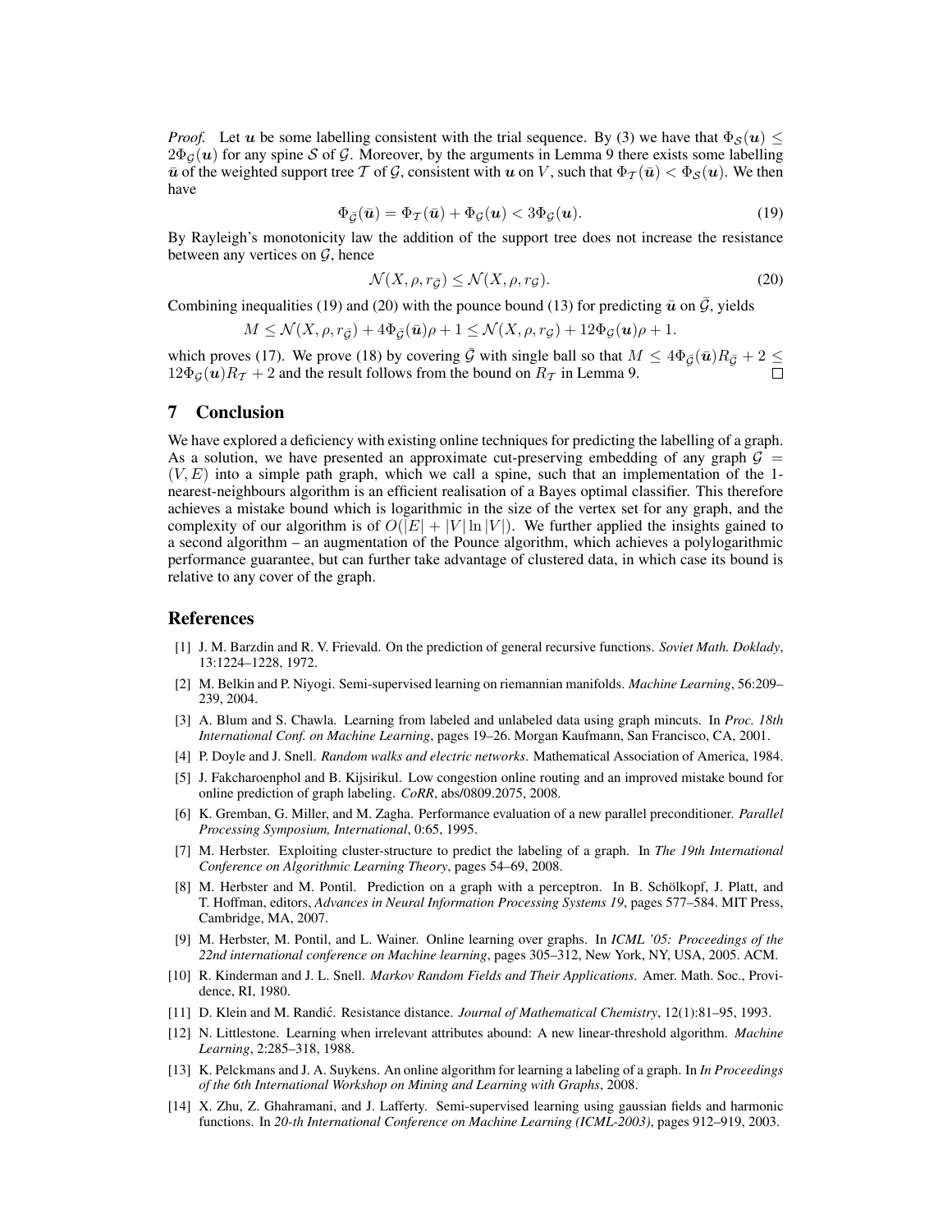*Proof.* Let $\boldsymbol{u}$ be some labelling consistent with the trial sequence. By (3) we have that $\Phi_{\mathcal{S}}(\boldsymbol{u}) \leq 2\Phi_{\mathcal{G}}(\boldsymbol{u})$ for any spine $\mathcal{S}$ of $\mathcal{G}$. Moreover, by the arguments in Lemma 9 there exists some labelling $\bar{\boldsymbol{u}}$ of the weighted support tree $\mathcal{T}$ of $\mathcal{G}$, consistent with $\boldsymbol{u}$ on $V$, such that $\Phi_{\mathcal{T}}(\bar{\boldsymbol{u}}) < \Phi_{\mathcal{S}}(\boldsymbol{u})$. We then have

$$\Phi_{\bar{\mathcal{G}}}(\bar{\boldsymbol{u}}) = \Phi_{\mathcal{T}}(\bar{\boldsymbol{u}}) + \Phi_{\mathcal{G}}(\boldsymbol{u}) < 3\Phi_{\mathcal{G}}(\boldsymbol{u}). \tag{19}$$

By Rayleigh's monotonicity law the addition of the support tree does not increase the resistance between any vertices on $\mathcal{G}$, hence

$$\mathcal{N}(X, \rho, r_{\bar{\mathcal{G}}}) \leq \mathcal{N}(X, \rho, r_{\mathcal{G}}). \tag{20}$$

Combining inequalities (19) and (20) with the pounce bound (13) for predicting $\bar{\boldsymbol{u}}$ on $\bar{\mathcal{G}}$, yields

$$M \leq \mathcal{N}(X, \rho, r_{\bar{\mathcal{G}}}) + 4\Phi_{\bar{\mathcal{G}}}(\bar{\boldsymbol{u}})\rho + 1 \leq \mathcal{N}(X, \rho, r_{\mathcal{G}}) + 12\Phi_{\mathcal{G}}(\boldsymbol{u})\rho + 1.$$

which proves (17). We prove (18) by covering $\bar{\mathcal{G}}$ with single ball so that $M \leq 4\Phi_{\bar{\mathcal{G}}}(\bar{\boldsymbol{u}})R_{\bar{\mathcal{G}}} + 2 \leq 12\Phi_{\mathcal{G}}(\boldsymbol{u})R_{\mathcal{T}} + 2$ and the result follows from the bound on $R_{\mathcal{T}}$ in Lemma 9. $\square$

## 7 Conclusion

We have explored a deficiency with existing online techniques for predicting the labelling of a graph. As a solution, we have presented an approximate cut-preserving embedding of any graph $\mathcal{G} = (V, E)$ into a simple path graph, which we call a spine, such that an implementation of the 1-nearest-neighbours algorithm is an efficient realisation of a Bayes optimal classifier. This therefore achieves a mistake bound which is logarithmic in the size of the vertex set for any graph, and the complexity of our algorithm is of $O(|E| + |V| \ln |V|)$. We further applied the insights gained to a second algorithm – an augmentation of the Pounce algorithm, which achieves a polylogarithmic performance guarantee, but can further take advantage of clustered data, in which case its bound is relative to any cover of the graph.

## References

[1] J. M. Barzdin and R. V. Frievald. On the prediction of general recursive functions. *Soviet Math. Doklady*, 13:1224–1228, 1972.

[2] M. Belkin and P. Niyogi. Semi-supervised learning on riemannian manifolds. *Machine Learning*, 56:209–239, 2004.

[3] A. Blum and S. Chawla. Learning from labeled and unlabeled data using graph mincuts. In *Proc. 18th International Conf. on Machine Learning*, pages 19–26. Morgan Kaufmann, San Francisco, CA, 2001.

[4] P. Doyle and J. Snell. *Random walks and electric networks*. Mathematical Association of America, 1984.

[5] J. Fakcharoenphol and B. Kijsirikul. Low congestion online routing and an improved mistake bound for online prediction of graph labeling. *CoRR*, abs/0809.2075, 2008.

[6] K. Gremban, G. Miller, and M. Zagha. Performance evaluation of a new parallel preconditioner. *Parallel Processing Symposium, International*, 0:65, 1995.

[7] M. Herbster. Exploiting cluster-structure to predict the labeling of a graph. In *The 19th International Conference on Algorithmic Learning Theory*, pages 54–69, 2008.

[8] M. Herbster and M. Pontil. Prediction on a graph with a perceptron. In B. Schölkopf, J. Platt, and T. Hoffman, editors, *Advances in Neural Information Processing Systems 19*, pages 577–584. MIT Press, Cambridge, MA, 2007.

[9] M. Herbster, M. Pontil, and L. Wainer. Online learning over graphs. In *ICML '05: Proceedings of the 22nd international conference on Machine learning*, pages 305–312, New York, NY, USA, 2005. ACM.

[10] R. Kinderman and J. L. Snell. *Markov Random Fields and Their Applications*. Amer. Math. Soc., Providence, RI, 1980.

[11] D. Klein and M. Randić. Resistance distance. *Journal of Mathematical Chemistry*, 12(1):81–95, 1993.

[12] N. Littlestone. Learning when irrelevant attributes abound: A new linear-threshold algorithm. *Machine Learning*, 2:285–318, 1988.

[13] K. Pelckmans and J. A. Suykens. An online algorithm for learning a labeling of a graph. In *In Proceedings of the 6th International Workshop on Mining and Learning with Graphs*, 2008.

[14] X. Zhu, Z. Ghahramani, and J. Lafferty. Semi-supervised learning using gaussian fields and harmonic functions. In *20-th International Conference on Machine Learning (ICML-2003)*, pages 912–919, 2003.